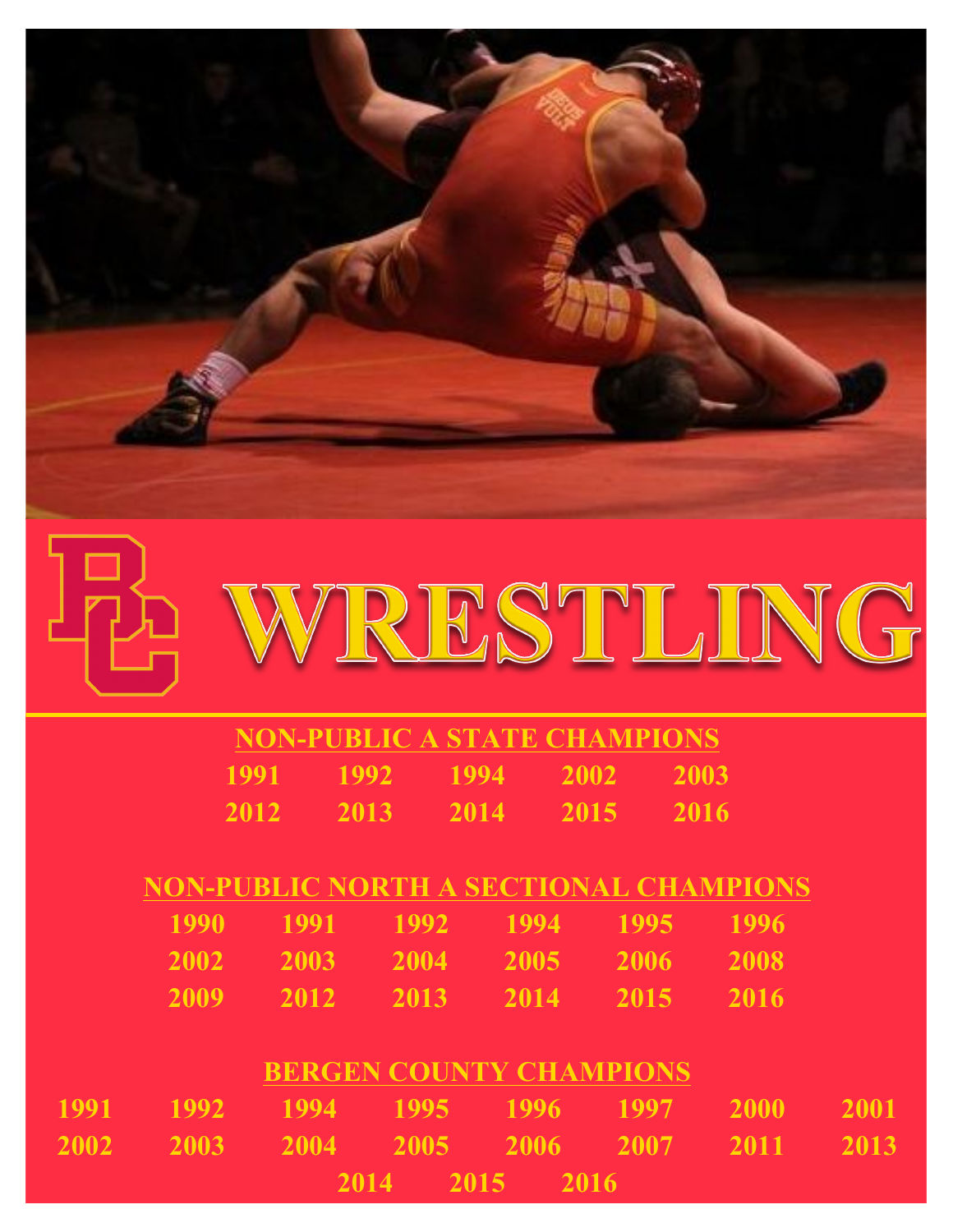# WRESTLING

## NON-PUBLIC A STATE CHAMPIONS

1991 1992 1994 2002 2003
2012 2013 2014 2015 2016

## NON-PUBLIC NORTH A SECTIONAL CHAMPIONS

1990 1991 1992 1994 1995 1996
2002 2003 2004 2005 2006 2008
2009 2012 2013 2014 2015 2016

## BERGEN COUNTY CHAMPIONS

1991 1992 1994 1995 1996 1997 2000 2001
2002 2003 2004 2005 2006 2007 2011 2013
2014 2015 2016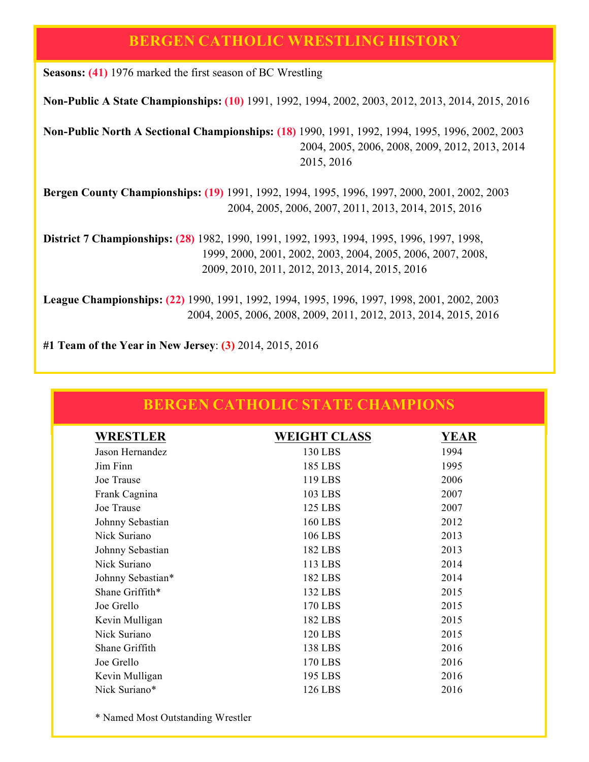## BERGEN CATHOLIC WRESTLING HISTORY

**Seasons: (41)** 1976 marked the first season of BC Wrestling

**Non-Public A State Championships: (10)** 1991, 1992, 1994, 2002, 2003, 2012, 2013, 2014, 2015, 2016

**Non-Public North A Sectional Championships: (18)** 1990, 1991, 1992, 1994, 1995, 1996, 2002, 2003 2004, 2005, 2006, 2008, 2009, 2012, 2013, 2014 2015, 2016

**Bergen County Championships: (19)** 1991, 1992, 1994, 1995, 1996, 1997, 2000, 2001, 2002, 2003 2004, 2005, 2006, 2007, 2011, 2013, 2014, 2015, 2016

**District 7 Championships: (28)** 1982, 1990, 1991, 1992, 1993, 1994, 1995, 1996, 1997, 1998, 1999, 2000, 2001, 2002, 2003, 2004, 2005, 2006, 2007, 2008, 2009, 2010, 2011, 2012, 2013, 2014, 2015, 2016

**League Championships: (22)** 1990, 1991, 1992, 1994, 1995, 1996, 1997, 1998, 2001, 2002, 2003 2004, 2005, 2006, 2008, 2009, 2011, 2012, 2013, 2014, 2015, 2016

**#1 Team of the Year in New Jersey**: **(3)** 2014, 2015, 2016

## BERGEN CATHOLIC STATE CHAMPIONS

| WRESTLER | WEIGHT CLASS | YEAR |
|---|---|---|
| Jason Hernandez | 130 LBS | 1994 |
| Jim Finn | 185 LBS | 1995 |
| Joe Trause | 119 LBS | 2006 |
| Frank Cagnina | 103 LBS | 2007 |
| Joe Trause | 125 LBS | 2007 |
| Johnny Sebastian | 160 LBS | 2012 |
| Nick Suriano | 106 LBS | 2013 |
| Johnny Sebastian | 182 LBS | 2013 |
| Nick Suriano | 113 LBS | 2014 |
| Johnny Sebastian* | 182 LBS | 2014 |
| Shane Griffith* | 132 LBS | 2015 |
| Joe Grello | 170 LBS | 2015 |
| Kevin Mulligan | 182 LBS | 2015 |
| Nick Suriano | 120 LBS | 2015 |
| Shane Griffith | 138 LBS | 2016 |
| Joe Grello | 170 LBS | 2016 |
| Kevin Mulligan | 195 LBS | 2016 |
| Nick Suriano* | 126 LBS | 2016 |

* Named Most Outstanding Wrestler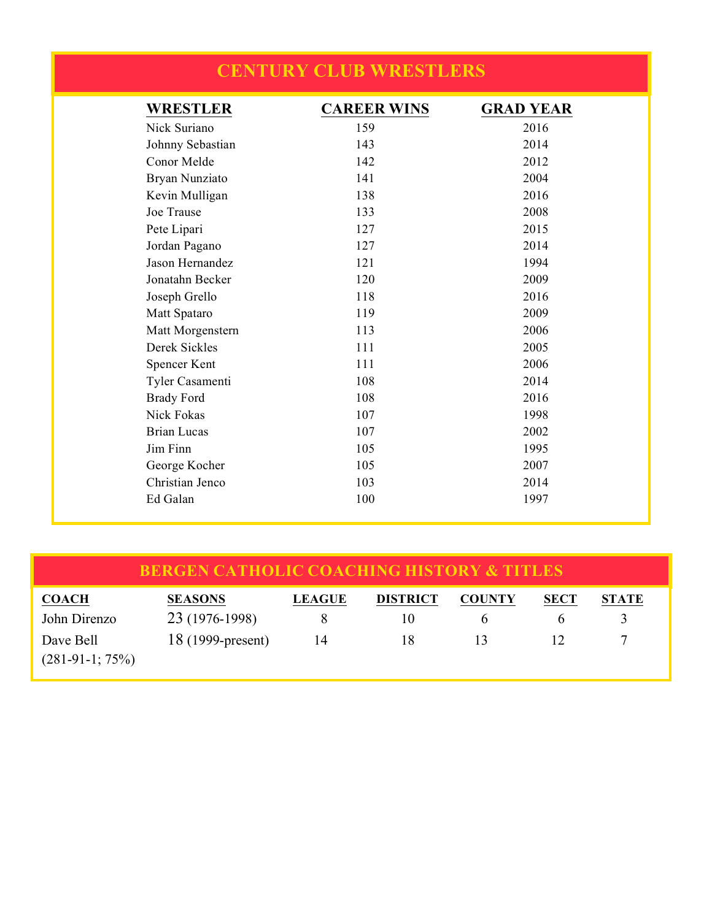## CENTURY CLUB WRESTLERS

| WRESTLER | CAREER WINS | GRAD YEAR |
|---|---|---|
| Nick Suriano | 159 | 2016 |
| Johnny Sebastian | 143 | 2014 |
| Conor Melde | 142 | 2012 |
| Bryan Nunziato | 141 | 2004 |
| Kevin Mulligan | 138 | 2016 |
| Joe Trause | 133 | 2008 |
| Pete Lipari | 127 | 2015 |
| Jordan Pagano | 127 | 2014 |
| Jason Hernandez | 121 | 1994 |
| Jonatahn Becker | 120 | 2009 |
| Joseph Grello | 118 | 2016 |
| Matt Spataro | 119 | 2009 |
| Matt Morgenstern | 113 | 2006 |
| Derek Sickles | 111 | 2005 |
| Spencer Kent | 111 | 2006 |
| Tyler Casamenti | 108 | 2014 |
| Brady Ford | 108 | 2016 |
| Nick Fokas | 107 | 1998 |
| Brian Lucas | 107 | 2002 |
| Jim Finn | 105 | 1995 |
| George Kocher | 105 | 2007 |
| Christian Jenco | 103 | 2014 |
| Ed Galan | 100 | 1997 |

## BERGEN CATHOLIC COACHING HISTORY & TITLES

| COACH | SEASONS | LEAGUE | DISTRICT | COUNTY | SECT | STATE |
|---|---|---|---|---|---|---|
| John Direnzo | 23 (1976-1998) | 8 | 10 | 6 | 6 | 3 |
| Dave Bell (281-91-1; 75%) | 18 (1999-present) | 14 | 18 | 13 | 12 | 7 |